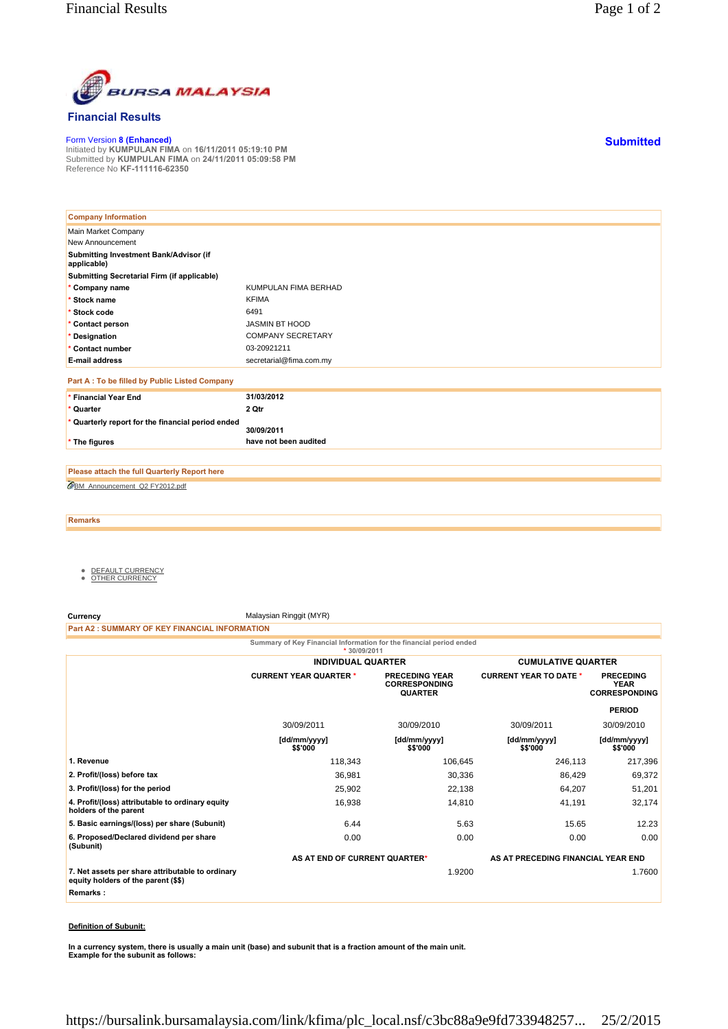# Financial Results

Form Version 8 (Enhanced)
Initiated by **KUMPULAN FIMA** on **16/11/2011 05:19:10 PM**
Submitted by **KUMPULAN FIMA** on **24/11/2011 05:09:58 PM**
Reference No **KF-111116-62350**

**Submitted**

| Company Information | |
|---|---|
| Main Market Company | |
| New Announcement | |
| **Submitting Investment Bank/Advisor (if applicable)** | |
| **Submitting Secretarial Firm (if applicable)** | |
| * **Company name** | KUMPULAN FIMA BERHAD |
| * **Stock name** | KFIMA |
| * **Stock code** | 6491 |
| * **Contact person** | JASMIN BT HOOD |
| * **Designation** | COMPANY SECRETARY |
| * **Contact number** | 03-20921211 |
| **E-mail address** | secretarial@fima.com.my |

**Part A : To be filled by Public Listed Company**

| | |
|---|---|
| * **Financial Year End** | **31/03/2012** |
| * **Quarter** | **2 Qtr** |
| * **Quarterly report for the financial period ended** | **30/09/2011** |
| * **The figures** | **have not been audited** |

**Please attach the full Quarterly Report here**

BM_Announcement_Q2 FY2012.pdf

**Remarks**

- DEFAULT CURRENCY
- OTHER CURRENCY

**Currency** Malaysian Ringgit (MYR)

**Part A2 : SUMMARY OF KEY FINANCIAL INFORMATION**

Summary of Key Financial Information for the financial period ended
* 30/09/2011

| | INDIVIDUAL QUARTER | | CUMULATIVE QUARTER | |
|---|---|---|---|---|
| | CURRENT YEAR QUARTER * | PRECEDING YEAR CORRESPONDING QUARTER | CURRENT YEAR TO DATE * | PRECEDING YEAR CORRESPONDING PERIOD |
| | 30/09/2011 | 30/09/2010 | 30/09/2011 | 30/09/2010 |
| | [dd/mm/yyyy] $$'000 | [dd/mm/yyyy] $$'000 | [dd/mm/yyyy] $$'000 | [dd/mm/yyyy] $$'000 |
| **1. Revenue** | 118,343 | 106,645 | 246,113 | 217,396 |
| **2. Profit/(loss) before tax** | 36,981 | 30,336 | 86,429 | 69,372 |
| **3. Profit/(loss) for the period** | 25,902 | 22,138 | 64,207 | 51,201 |
| **4. Profit/(loss) attributable to ordinary equity holders of the parent** | 16,938 | 14,810 | 41,191 | 32,174 |
| **5. Basic earnings/(loss) per share (Subunit)** | 6.44 | 5.63 | 15.65 | 12.23 |
| **6. Proposed/Declared dividend per share (Subunit)** | 0.00 | 0.00 | 0.00 | 0.00 |
| | **AS AT END OF CURRENT QUARTER*** | | **AS AT PRECEDING FINANCIAL YEAR END** | |
| **7. Net assets per share attributable to ordinary equity holders of the parent ($$)** | | 1.9200 | | 1.7600 |
| **Remarks :** | | | | |

**Definition of Subunit:**

**In a currency system, there is usually a main unit (base) and subunit that is a fraction amount of the main unit. Example for the subunit as follows:**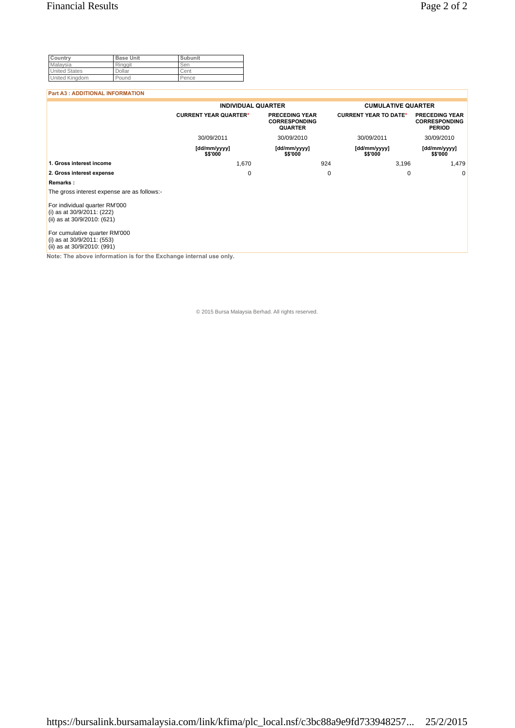| Country | Base Unit | Subunit |
|---|---|---|
| Malaysia | Ringgit | Sen |
| United States | Dollar | Cent |
| United Kingdom | Pound | Pence |

**Part A3 : ADDITIONAL INFORMATION**

| | INDIVIDUAL QUARTER | | CUMULATIVE QUARTER | |
|---|---|---|---|---|
| | CURRENT YEAR QUARTER* | PRECEDING YEAR CORRESPONDING QUARTER | CURRENT YEAR TO DATE* | PRECEDING YEAR CORRESPONDING PERIOD |
| | 30/09/2011 | 30/09/2010 | 30/09/2011 | 30/09/2010 |
| | [dd/mm/yyyy] $$'000 | [dd/mm/yyyy] $$'000 | [dd/mm/yyyy] $$'000 | [dd/mm/yyyy] $$'000 |
| **1. Gross interest income** | 1,670 | 924 | 3,196 | 1,479 |
| **2. Gross interest expense** | 0 | 0 | 0 | 0 |

**Remarks :**

The gross interest expense are as follows:-

For individual quarter RM'000
(i) as at 30/9/2011: (222)
(ii) as at 30/9/2010: (621)

For cumulative quarter RM'000
(i) as at 30/9/2011: (553)
(ii) as at 30/9/2010: (991)

**Note: The above information is for the Exchange internal use only.**

© 2015 Bursa Malaysia Berhad. All rights reserved.